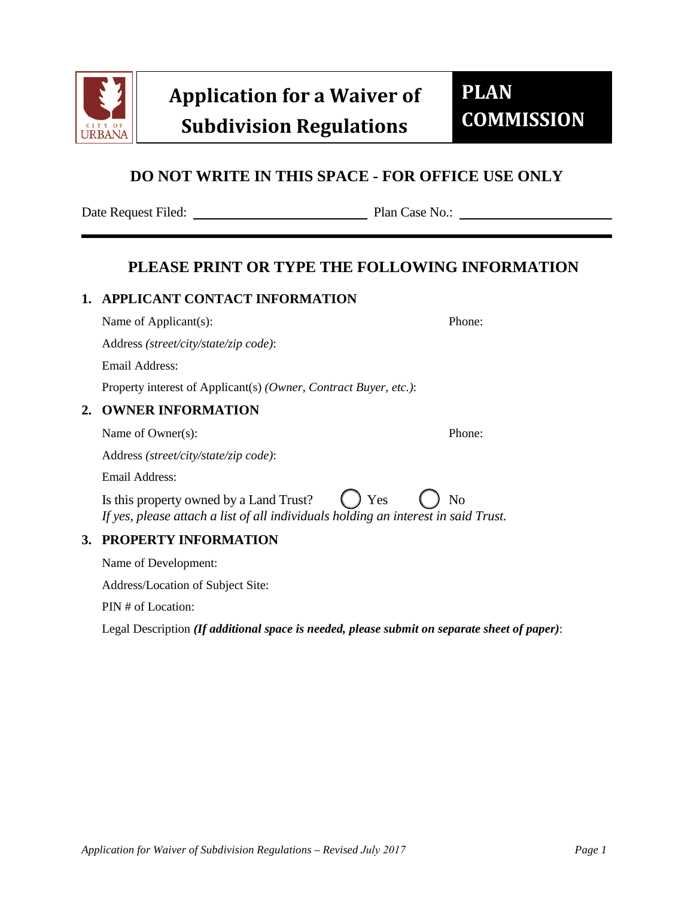# Application for a Waiver of Subdivision Regulations

**PLAN COMMISSION**

## DO NOT WRITE IN THIS SPACE - FOR OFFICE USE ONLY

Date Request Filed: ______________________ Plan Case No.: ______________________

---

## PLEASE PRINT OR TYPE THE FOLLOWING INFORMATION

### 1. APPLICANT CONTACT INFORMATION

Name of Applicant(s): Phone:

Address *(street/city/state/zip code)*:

Email Address:

Property interest of Applicant(s) *(Owner, Contract Buyer, etc.)*:

### 2. OWNER INFORMATION

Name of Owner(s): Phone:

Address *(street/city/state/zip code)*:

Email Address:

Is this property owned by a Land Trust? ◯ Yes ◯ No

*If yes, please attach a list of all individuals holding an interest in said Trust.*

### 3. PROPERTY INFORMATION

Name of Development:

Address/Location of Subject Site:

PIN # of Location:

Legal Description ***(If additional space is needed, please submit on separate sheet of paper)***: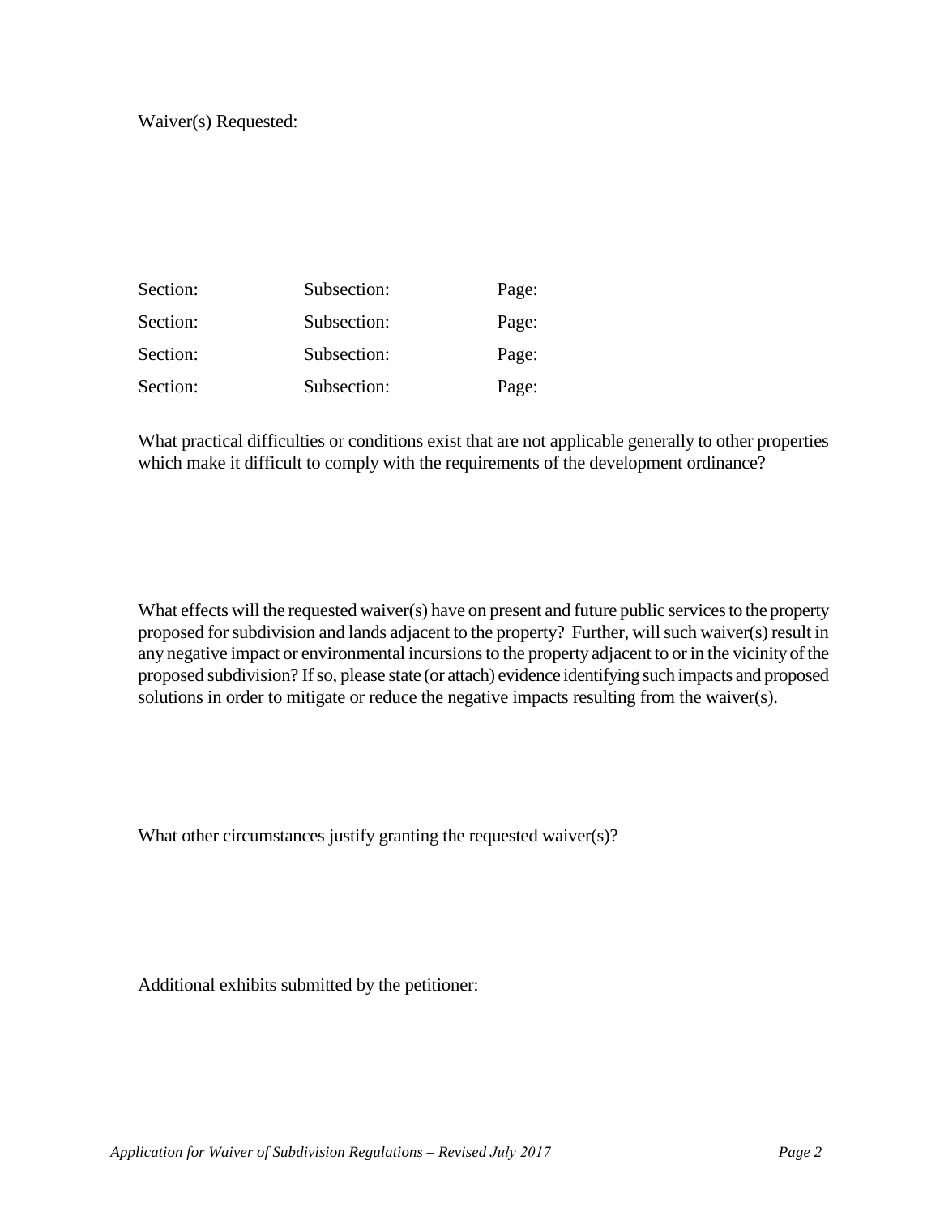Waiver(s) Requested:

| Section: | Subsection: | Page: |
| --- | --- | --- |
| Section: | Subsection: | Page: |
| Section: | Subsection: | Page: |
| Section: | Subsection: | Page: |

What practical difficulties or conditions exist that are not applicable generally to other properties which make it difficult to comply with the requirements of the development ordinance?

What effects will the requested waiver(s) have on present and future public services to the property proposed for subdivision and lands adjacent to the property? Further, will such waiver(s) result in any negative impact or environmental incursions to the property adjacent to or in the vicinity of the proposed subdivision? If so, please state (or attach) evidence identifying such impacts and proposed solutions in order to mitigate or reduce the negative impacts resulting from the waiver(s).

What other circumstances justify granting the requested waiver(s)?

Additional exhibits submitted by the petitioner: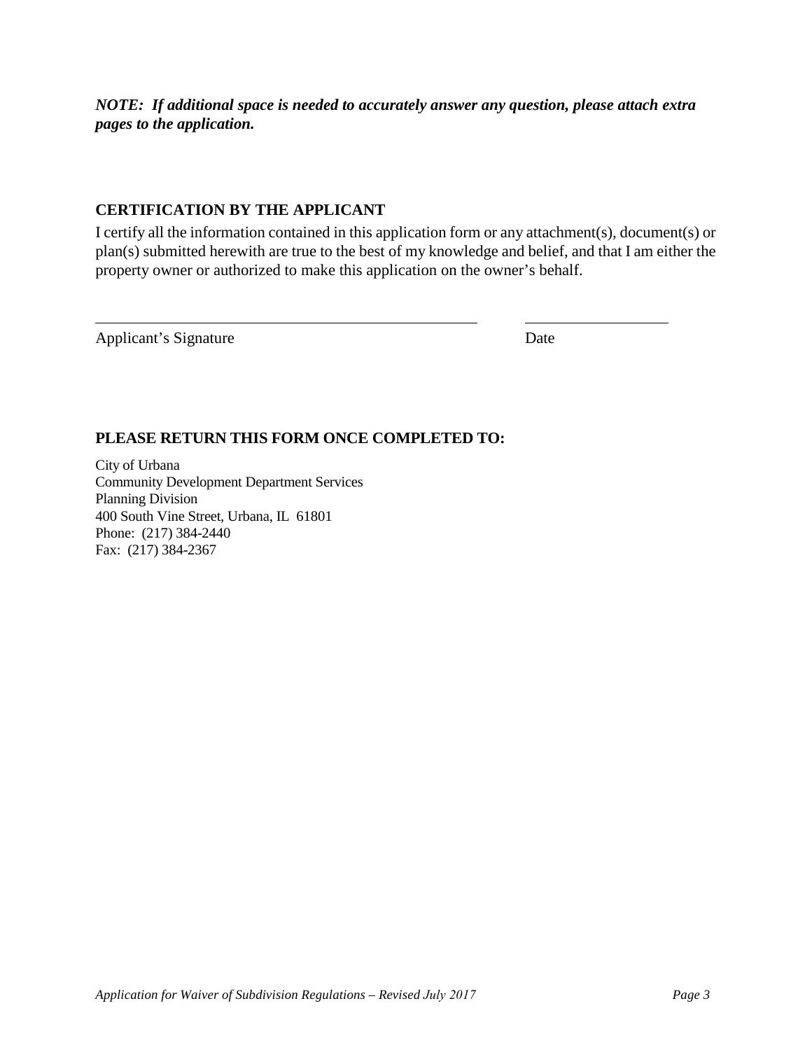***NOTE: If additional space is needed to accurately answer any question, please attach extra pages to the application.***

## CERTIFICATION BY THE APPLICANT

I certify all the information contained in this application form or any attachment(s), document(s) or plan(s) submitted herewith are true to the best of my knowledge and belief, and that I am either the property owner or authorized to make this application on the owner's behalf.

\_\_\_\_\_\_\_\_\_\_\_\_\_\_\_\_\_\_\_\_\_\_\_\_\_\_\_\_\_\_\_\_\_\_\_\_\_\_\_\_ \_\_\_\_\_\_\_\_\_\_\_\_\_\_\_\_

Applicant's Signature Date

## PLEASE RETURN THIS FORM ONCE COMPLETED TO:

City of Urbana
Community Development Department Services
Planning Division
400 South Vine Street, Urbana, IL 61801
Phone: (217) 384-2440
Fax: (217) 384-2367